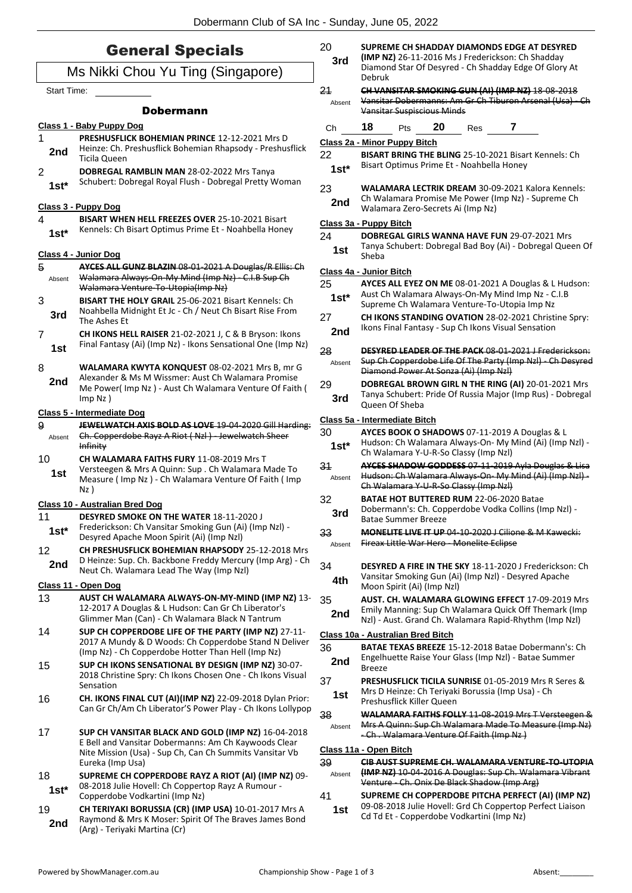# General Specials

## Ms Nikki Chou Yu Ting (Singapore)

Start Time: ___________

### Dobermann

**Class 1 - Baby Puppy Dog**

1 — 2nd — **PRESHUSFLICK BOHEMIAN PRINCE** 12-12-2021 Mrs D Heinze: Ch. Preshusflick Bohemian Rhapsody - Preshusflick Ticila Queen

2 — 1st* — **DOBREGAL RAMBLIN MAN** 28-02-2022 Mrs Tanya Schubert: Dobregal Royal Flush - Dobregal Pretty Woman

**Class 3 - Puppy Dog**

4 — 1st* — **BISART WHEN HELL FREEZES OVER** 25-10-2021 Bisart Kennels: Ch Bisart Optimus Prime Et - Noahbella Honey

**Class 4 - Junior Dog**

~~5 — Absent — **AYCES ALL GUNZ BLAZIN** 08-01-2021 A Douglas/R Ellis: Ch Walamara Always-On-My Mind (Imp Nz) - C.I.B Sup Ch Walamara Venture-To-Utopia(Imp Nz)~~

3 — 3rd — **BISART THE HOLY GRAIL** 25-06-2021 Bisart Kennels: Ch Noahbella Midnight Et Jc - Ch / Neut Ch Bisart Rise From The Ashes Et

7 — 1st — **CH IKONS HELL RAISER** 21-02-2021 J, C & B Bryson: Ikons Final Fantasy (Ai) (Imp Nz) - Ikons Sensational One (Imp Nz)

8 — 2nd — **WALAMARA KWYTA KONQUEST** 08-02-2021 Mrs B, mr G Alexander & Ms M Wissmer: Aust Ch Walamara Promise Me Power( Imp Nz ) - Aust Ch Walamara Venture Of Faith ( Imp Nz )

**Class 5 - Intermediate Dog**

~~9 — Absent — **JEWELWATCH AXIS BOLD AS LOVE** 19-04-2020 Gill Harding: Ch. Copperdobe Rayz A Riot ( Nzl ) - Jewelwatch Sheer Infinity~~

10 — 1st — **CH WALAMARA FAITHS FURY** 11-08-2019 Mrs T Versteegen & Mrs A Quinn: Sup . Ch Walamara Made To Measure ( Imp Nz ) - Ch Walamara Venture Of Faith ( Imp Nz )

**Class 10 - Australian Bred Dog**

11 — 1st* — **DESYRED SMOKE ON THE WATER** 18-11-2020 J Frederickson: Ch Vansitar Smoking Gun (Ai) (Imp Nzl) - Desyred Apache Moon Spirit (Ai) (Imp Nzl)

12 — 2nd — **CH PRESHUSFLICK BOHEMIAN RHAPSODY** 25-12-2018 Mrs D Heinze: Sup. Ch. Backbone Freddy Mercury (Imp Arg) - Ch Neut Ch. Walamara Lead The Way (Imp Nzl)

**Class 11 - Open Dog**

13 — **AUST CH WALAMARA ALWAYS-ON-MY-MIND (IMP NZ)** 13-12-2017 A Douglas & L Hudson: Can Gr Ch Liberator's Glimmer Man (Can) - Ch Walamara Black N Tantrum

14 — **SUP CH COPPERDOBE LIFE OF THE PARTY (IMP NZ)** 27-11-2017 A Mundy & D Woods: Ch Copperdobe Stand N Deliver (Imp Nz) - Ch Copperdobe Hotter Than Hell (Imp Nz)

15 — **SUP CH IKONS SENSATIONAL BY DESIGN (IMP NZ)** 30-07-2018 Christine Spry: Ch Ikons Chosen One - Ch Ikons Visual Sensation

16 — **CH. IKONS FINAL CUT (AI)(IMP NZ)** 22-09-2018 Dylan Prior: Can Gr Ch/Am Ch Liberator'S Power Play - Ch Ikons Lollypop

17 — **SUP CH VANSITAR BLACK AND GOLD (IMP NZ)** 16-04-2018 E Bell and Vansitar Dobermanns: Am Ch Kaywoods Clear Nite Mission (Usa) - Sup Ch, Can Ch Summits Vansitar Vb Eureka (Imp Usa)

18 — 1st* — **SUPREME CH COPPERDOBE RAYZ A RIOT (AI) (IMP NZ)** 09-08-2018 Julie Hovell: Ch Coppertop Rayz A Rumour - Copperdobe Vodkartini (Imp Nz)

19 — 2nd — **CH TERIYAKI BORUSSIA (CR) (IMP USA)** 10-01-2017 Mrs A Raymond & Mrs K Moser: Spirit Of The Braves James Bond (Arg) - Teriyaki Martina (Cr)

20 — 3rd — **SUPREME CH SHADDAY DIAMONDS EDGE AT DESYRED (IMP NZ)** 26-11-2016 Ms J Frederickson: Ch Shadday Diamond Star Of Desyred - Ch Shadday Edge Of Glory At Debruk

~~21 — Absent — **CH VANSITAR SMOKING GUN (AI) (IMP NZ)** 18-08-2018 Vansitar Dobermanns: Am Gr Ch Tiburon Arsenal (Usa) - Ch Vansitar Suspicious Minds~~

Ch **18** Pts **20** Res **7**

**Class 2a - Minor Puppy Bitch**

22 — 1st* — **BISART BRING THE BLING** 25-10-2021 Bisart Kennels: Ch Bisart Optimus Prime Et - Noahbella Honey

23 — 2nd — **WALAMARA LECTRIK DREAM** 30-09-2021 Kalora Kennels: Ch Walamara Promise Me Power (Imp Nz) - Supreme Ch Walamara Zero-Secrets Ai (Imp Nz)

**Class 3a - Puppy Bitch**

24 — 1st — **DOBREGAL GIRLS WANNA HAVE FUN** 29-07-2021 Mrs Tanya Schubert: Dobregal Bad Boy (Ai) - Dobregal Queen Of Sheba

**Class 4a - Junior Bitch**

25 — 1st* — **AYCES ALL EYEZ ON ME** 08-01-2021 A Douglas & L Hudson: Aust Ch Walamara Always-On-My Mind Imp Nz - C.I.B Supreme Ch Walamara Venture-To-Utopia Imp Nz

27 — 2nd — **CH IKONS STANDING OVATION** 28-02-2021 Christine Spry: Ikons Final Fantasy - Sup Ch Ikons Visual Sensation

~~28 — Absent — **DESYRED LEADER OF THE PACK** 08-01-2021 J Frederickson: Sup Ch Copperdobe Life Of The Party (Imp Nzl) - Ch Desyred Diamond Power At Sonza (Ai) (Imp Nzl)~~

29 — 3rd — **DOBREGAL BROWN GIRL N THE RING (AI)** 20-01-2021 Mrs Tanya Schubert: Pride Of Russia Major (Imp Rus) - Dobregal Queen Of Sheba

**Class 5a - Intermediate Bitch**

30 — 1st* — **AYCES BOOK O SHADOWS** 07-11-2019 A Douglas & L Hudson: Ch Walamara Always-On- My Mind (Ai) (Imp Nzl) - Ch Walamara Y-U-R-So Classy (Imp Nzl)

~~31 — Absent — **AYCES SHADOW GODDESS** 07-11-2019 Ayla Douglas & Lisa Hudson: Ch Walamara Always-On- My Mind (Ai) (Imp Nzl) - Ch Walamara Y-U-R-So Classy (Imp Nzl)~~

32 — 3rd — **BATAE HOT BUTTERED RUM** 22-06-2020 Batae Dobermann's: Ch. Copperdobe Vodka Collins (Imp Nzl) - Batae Summer Breeze

~~33 — Absent — **MONELITE LIVE IT UP** 04-10-2020 J Cilione & M Kawecki: Fireax Little War Hero - Monelite Eclipse~~

34 — 4th — **DESYRED A FIRE IN THE SKY** 18-11-2020 J Frederickson: Ch Vansitar Smoking Gun (Ai) (Imp Nzl) - Desyred Apache Moon Spirit (Ai) (Imp Nzl)

35 — 2nd — **AUST. CH. WALAMARA GLOWING EFFECT** 17-09-2019 Mrs Emily Manning: Sup Ch Walamara Quick Off Themark (Imp Nzl) - Aust. Grand Ch. Walamara Rapid-Rhythm (Imp Nzl)

**Class 10a - Australian Bred Bitch**

36 — 2nd — **BATAE TEXAS BREEZE** 15-12-2018 Batae Dobermann's: Ch Engelhuette Raise Your Glass (Imp Nzl) - Batae Summer Breeze

37 — 1st — **PRESHUSFLICK TICILA SUNRISE** 01-05-2019 Mrs R Seres & Mrs D Heinze: Ch Teriyaki Borussia (Imp Usa) - Ch Preshusflick Killer Queen

~~38 — Absent — **WALAMARA FAITHS FOLLY** 11-08-2019 Mrs T Versteegen & Mrs A Quinn: Sup Ch Walamara Made To Measure (Imp Nz) - Ch . Walamara Venture Of Faith (Imp Nz )~~

**Class 11a - Open Bitch**

~~39 — Absent — **CIB AUST SUPREME CH. WALAMARA VENTURE-TO-UTOPIA (IMP NZ)** 10-04-2016 A Douglas: Sup Ch. Walamara Vibrant Venture - Ch. Onix De Black Shadow (Imp Arg)~~

41 — 1st — **SUPREME CH COPPERDOBE PITCHA PERFECT (AI) (IMP NZ)** 09-08-2018 Julie Hovell: Grd Ch Coppertop Perfect Liaison Cd Td Et - Copperdobe Vodkartini (Imp Nz)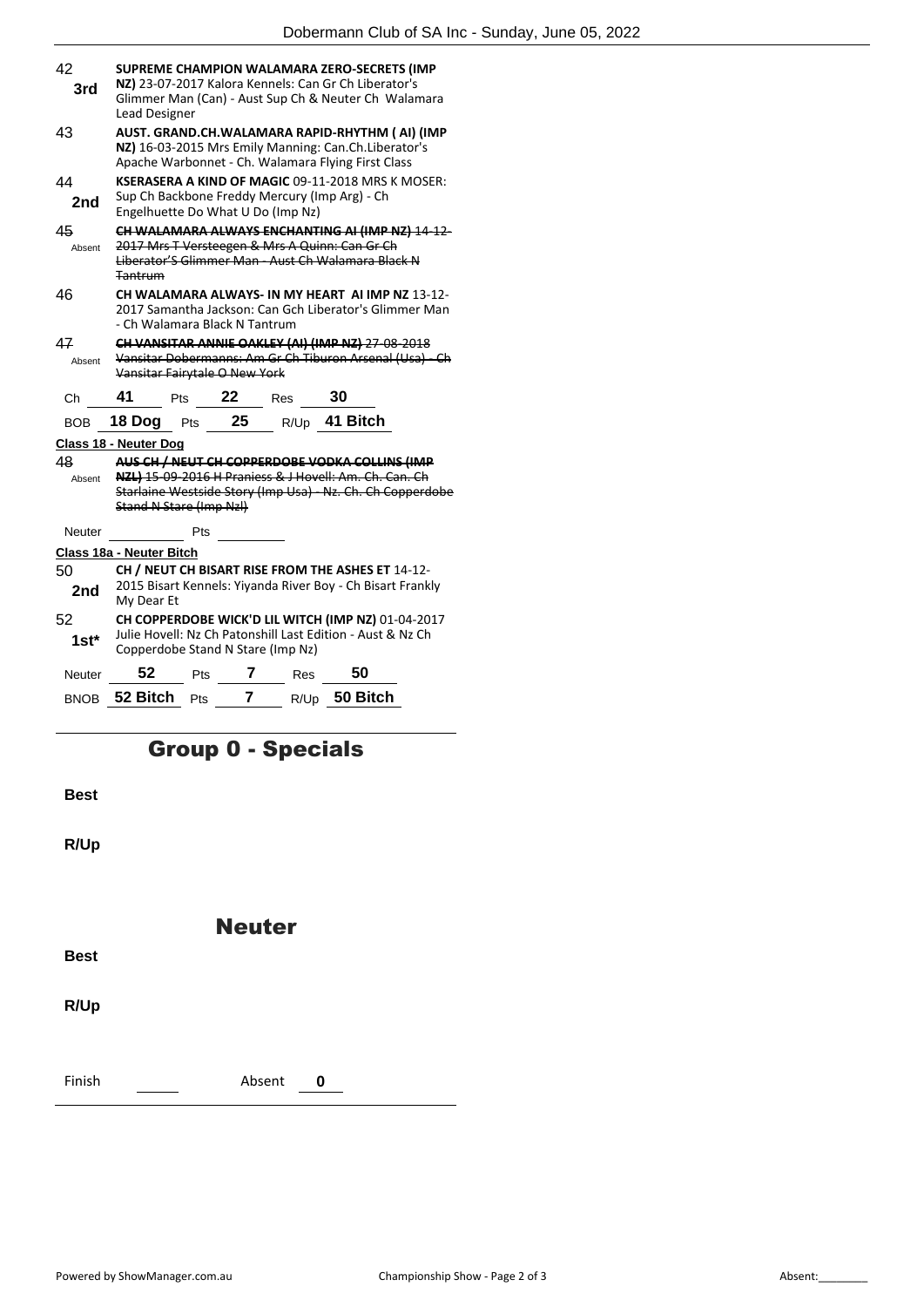| | |
|---|---|
| 42<br>**3rd** | **SUPREME CHAMPION WALAMARA ZERO-SECRETS (IMP NZ)** 23-07-2017 Kalora Kennels: Can Gr Ch Liberator's Glimmer Man (Can) - Aust Sup Ch & Neuter Ch Walamara Lead Designer |
| 43 | **AUST. GRAND.CH.WALAMARA RAPID-RHYTHM ( AI) (IMP NZ)** 16-03-2015 Mrs Emily Manning: Can.Ch.Liberator's Apache Warbonnet - Ch. Walamara Flying First Class |
| 44<br>**2nd** | **KSERASERA A KIND OF MAGIC** 09-11-2018 MRS K MOSER: Sup Ch Backbone Freddy Mercury (Imp Arg) - Ch Engelhuette Do What U Do (Imp Nz) |
| ~~45~~<br>Absent | ~~**CH WALAMARA ALWAYS ENCHANTING AI (IMP NZ)** 14-12-2017 Mrs T Versteegen & Mrs A Quinn: Can Gr Ch Liberator'S Glimmer Man - Aust Ch Walamara Black N Tantrum~~ |
| 46 | **CH WALAMARA ALWAYS- IN MY HEART AI IMP NZ** 13-12-2017 Samantha Jackson: Can Gch Liberator's Glimmer Man - Ch Walamara Black N Tantrum |
| ~~47~~<br>Absent | ~~**CH VANSITAR ANNIE OAKLEY (AI) (IMP NZ)** 27-08-2018 Vansitar Dobermanns: Am Gr Ch Tiburon Arsenal (Usa) - Ch Vansitar Fairytale O New York~~ |

Ch **41** Pts **22** Res **30**

BOB **18 Dog** Pts **25** R/Up **41 Bitch**

**Class 18 - Neuter Dog**

| | |
|---|---|
| ~~48~~<br>Absent | ~~**AUS CH / NEUT CH COPPERDOBE VODKA COLLINS (IMP NZL)** 15-09-2016 H Praniess & J Hovell: Am. Ch. Can. Ch Starlaine Westside Story (Imp Usa) - Nz. Ch. Ch Copperdobe Stand N Stare (Imp Nzl)~~ |

Neuter ______ Pts ______

**Class 18a - Neuter Bitch**

| | |
|---|---|
| 50<br>**2nd** | **CH / NEUT CH BISART RISE FROM THE ASHES ET** 14-12-2015 Bisart Kennels: Yiyanda River Boy - Ch Bisart Frankly My Dear Et |
| 52<br>**1st*** | **CH COPPERDOBE WICK'D LIL WITCH (IMP NZ)** 01-04-2017 Julie Hovell: Nz Ch Patonshill Last Edition - Aust & Nz Ch Copperdobe Stand N Stare (Imp Nz) |

Neuter **52** Pts **7** Res **50**

BNOB **52 Bitch** Pts **7** R/Up **50 Bitch**

## Group 0 - Specials

**Best**

**R/Up**

## Neuter

**Best**

**R/Up**

Finish ______ Absent **0**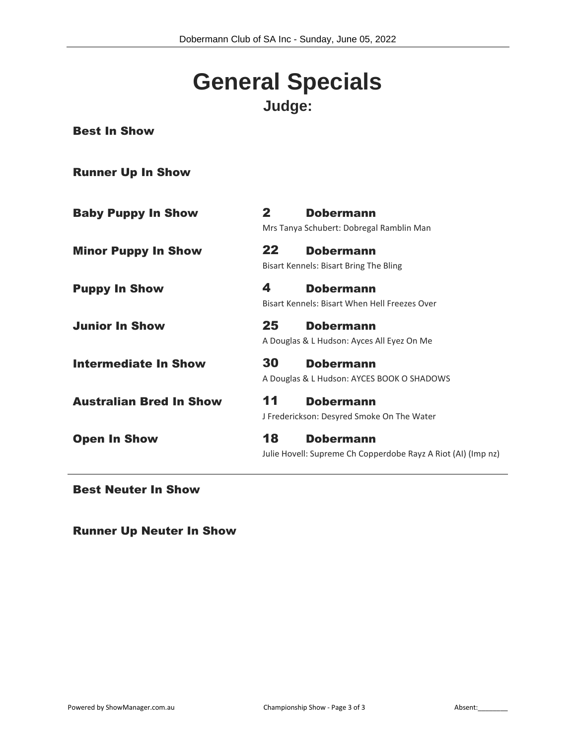# General Specials

## Judge:

**Best In Show**

**Runner Up In Show**

| | | |
|---|---|---|
| **Baby Puppy In Show** | **2** | **Dobermann** |
| | | Mrs Tanya Schubert: Dobregal Ramblin Man |
| **Minor Puppy In Show** | **22** | **Dobermann** |
| | | Bisart Kennels: Bisart Bring The Bling |
| **Puppy In Show** | **4** | **Dobermann** |
| | | Bisart Kennels: Bisart When Hell Freezes Over |
| **Junior In Show** | **25** | **Dobermann** |
| | | A Douglas & L Hudson: Ayces All Eyez On Me |
| **Intermediate In Show** | **30** | **Dobermann** |
| | | A Douglas & L Hudson: AYCES BOOK O SHADOWS |
| **Australian Bred In Show** | **11** | **Dobermann** |
| | | J Frederickson: Desyred Smoke On The Water |
| **Open In Show** | **18** | **Dobermann** |
| | | Julie Hovell: Supreme Ch Copperdobe Rayz A Riot (AI) (Imp nz) |

---

**Best Neuter In Show**

**Runner Up Neuter In Show**